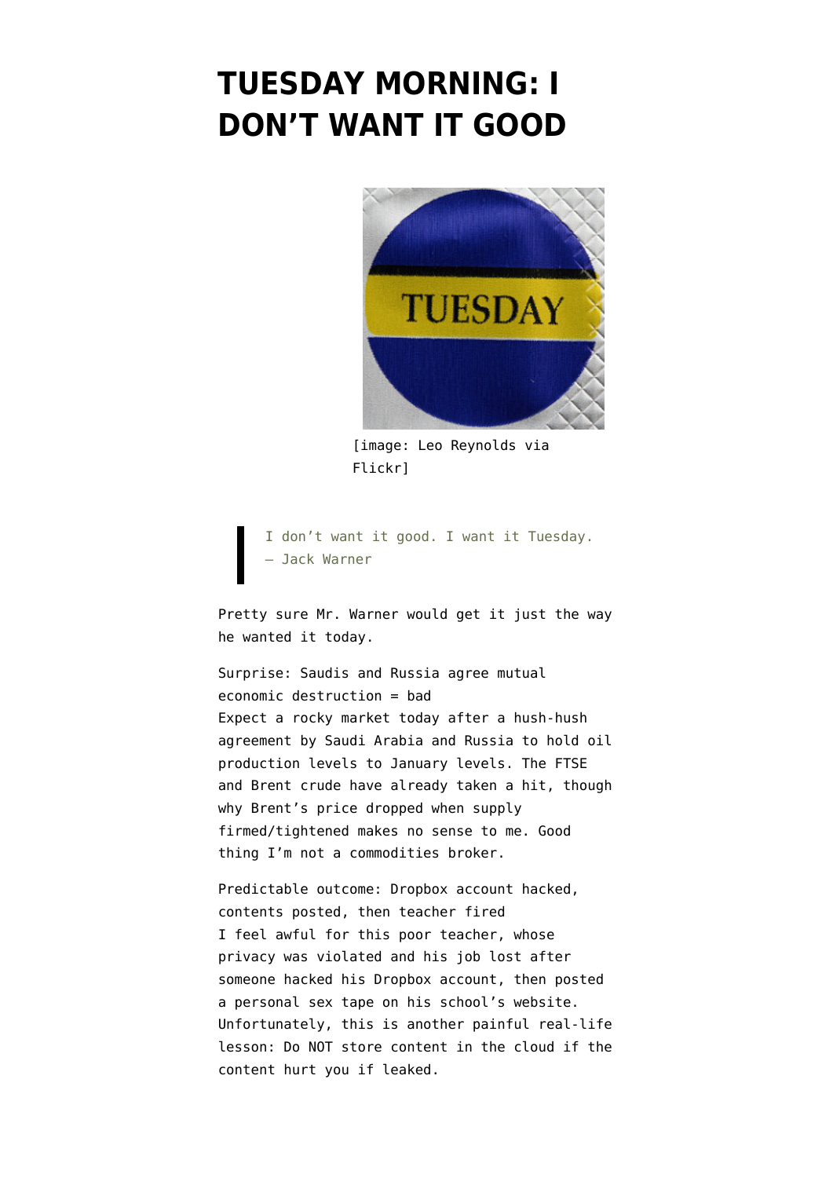# TUESDAY MORNING: I DON'T WANT IT GOOD

[image: Leo Reynolds via Flickr]

> I don't want it good. I want it Tuesday.
> – Jack Warner

Pretty sure Mr. Warner would get it just the way he wanted it today.

Surprise: Saudis and Russia agree mutual economic destruction = bad
Expect a rocky market today after a hush-hush agreement by Saudi Arabia and Russia to hold oil production levels to January levels. The FTSE and Brent crude have already taken a hit, though why Brent's price dropped when supply firmed/tightened makes no sense to me. Good thing I'm not a commodities broker.

Predictable outcome: Dropbox account hacked, contents posted, then teacher fired
I feel awful for this poor teacher, whose privacy was violated and his job lost after someone hacked his Dropbox account, then posted a personal sex tape on his school's website. Unfortunately, this is another painful real-life lesson: Do NOT store content in the cloud if the content hurt you if leaked.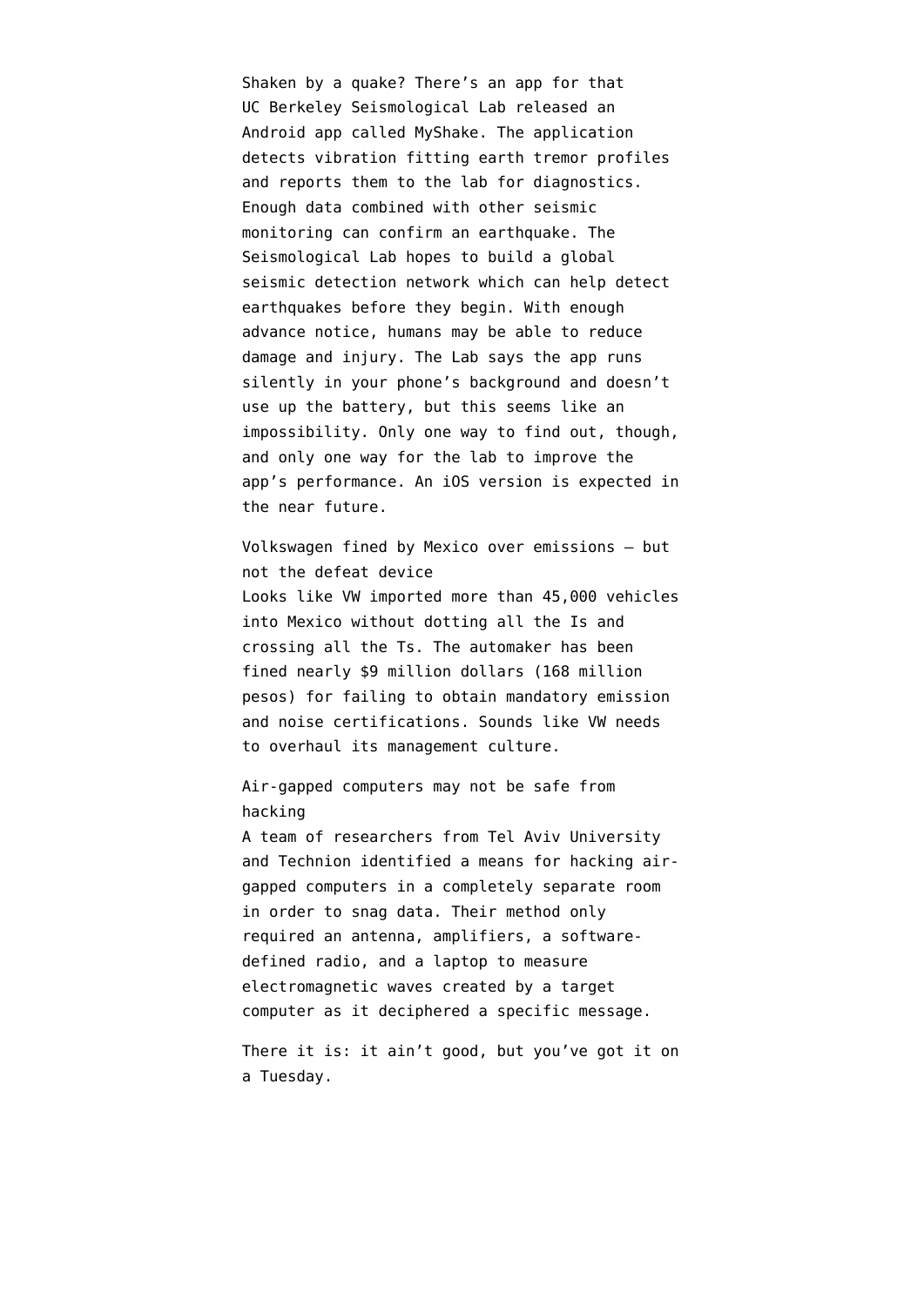Shaken by a quake? There's an app for that

UC Berkeley Seismological Lab released an Android app called MyShake. The application detects vibration fitting earth tremor profiles and reports them to the lab for diagnostics. Enough data combined with other seismic monitoring can confirm an earthquake. The Seismological Lab hopes to build a global seismic detection network which can help detect earthquakes before they begin. With enough advance notice, humans may be able to reduce damage and injury. The Lab says the app runs silently in your phone's background and doesn't use up the battery, but this seems like an impossibility. Only one way to find out, though, and only one way for the lab to improve the app's performance. An iOS version is expected in the near future.

Volkswagen fined by Mexico over emissions — but not the defeat device

Looks like VW imported more than 45,000 vehicles into Mexico without dotting all the Is and crossing all the Ts. The automaker has been fined nearly $9 million dollars (168 million pesos) for failing to obtain mandatory emission and noise certifications. Sounds like VW needs to overhaul its management culture.

Air-gapped computers may not be safe from hacking

A team of researchers from Tel Aviv University and Technion identified a means for hacking air-gapped computers in a completely separate room in order to snag data. Their method only required an antenna, amplifiers, a software-defined radio, and a laptop to measure electromagnetic waves created by a target computer as it deciphered a specific message.

There it is: it ain't good, but you've got it on a Tuesday.